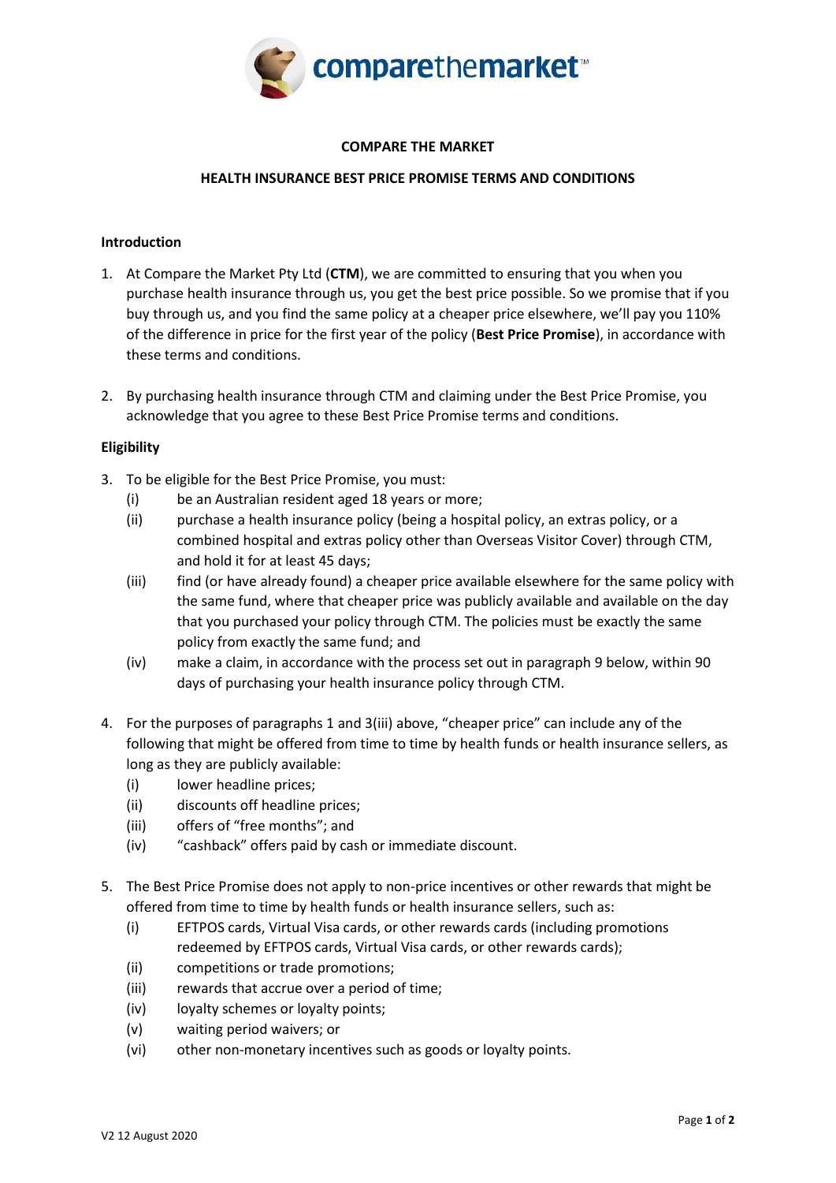# COMPARE THE MARKET

## HEALTH INSURANCE BEST PRICE PROMISE TERMS AND CONDITIONS

### Introduction

1. At Compare the Market Pty Ltd (**CTM**), we are committed to ensuring that you when you purchase health insurance through us, you get the best price possible. So we promise that if you buy through us, and you find the same policy at a cheaper price elsewhere, we'll pay you 110% of the difference in price for the first year of the policy (**Best Price Promise**), in accordance with these terms and conditions.

2. By purchasing health insurance through CTM and claiming under the Best Price Promise, you acknowledge that you agree to these Best Price Promise terms and conditions.

### Eligibility

3. To be eligible for the Best Price Promise, you must:
   (i) be an Australian resident aged 18 years or more;
   (ii) purchase a health insurance policy (being a hospital policy, an extras policy, or a combined hospital and extras policy other than Overseas Visitor Cover) through CTM, and hold it for at least 45 days;
   (iii) find (or have already found) a cheaper price available elsewhere for the same policy with the same fund, where that cheaper price was publicly available and available on the day that you purchased your policy through CTM. The policies must be exactly the same policy from exactly the same fund; and
   (iv) make a claim, in accordance with the process set out in paragraph 9 below, within 90 days of purchasing your health insurance policy through CTM.

4. For the purposes of paragraphs 1 and 3(iii) above, "cheaper price" can include any of the following that might be offered from time to time by health funds or health insurance sellers, as long as they are publicly available:
   (i) lower headline prices;
   (ii) discounts off headline prices;
   (iii) offers of "free months"; and
   (iv) "cashback" offers paid by cash or immediate discount.

5. The Best Price Promise does not apply to non-price incentives or other rewards that might be offered from time to time by health funds or health insurance sellers, such as:
   (i) EFTPOS cards, Virtual Visa cards, or other rewards cards (including promotions redeemed by EFTPOS cards, Virtual Visa cards, or other rewards cards);
   (ii) competitions or trade promotions;
   (iii) rewards that accrue over a period of time;
   (iv) loyalty schemes or loyalty points;
   (v) waiting period waivers; or
   (vi) other non-monetary incentives such as goods or loyalty points.

V2 12 August 2020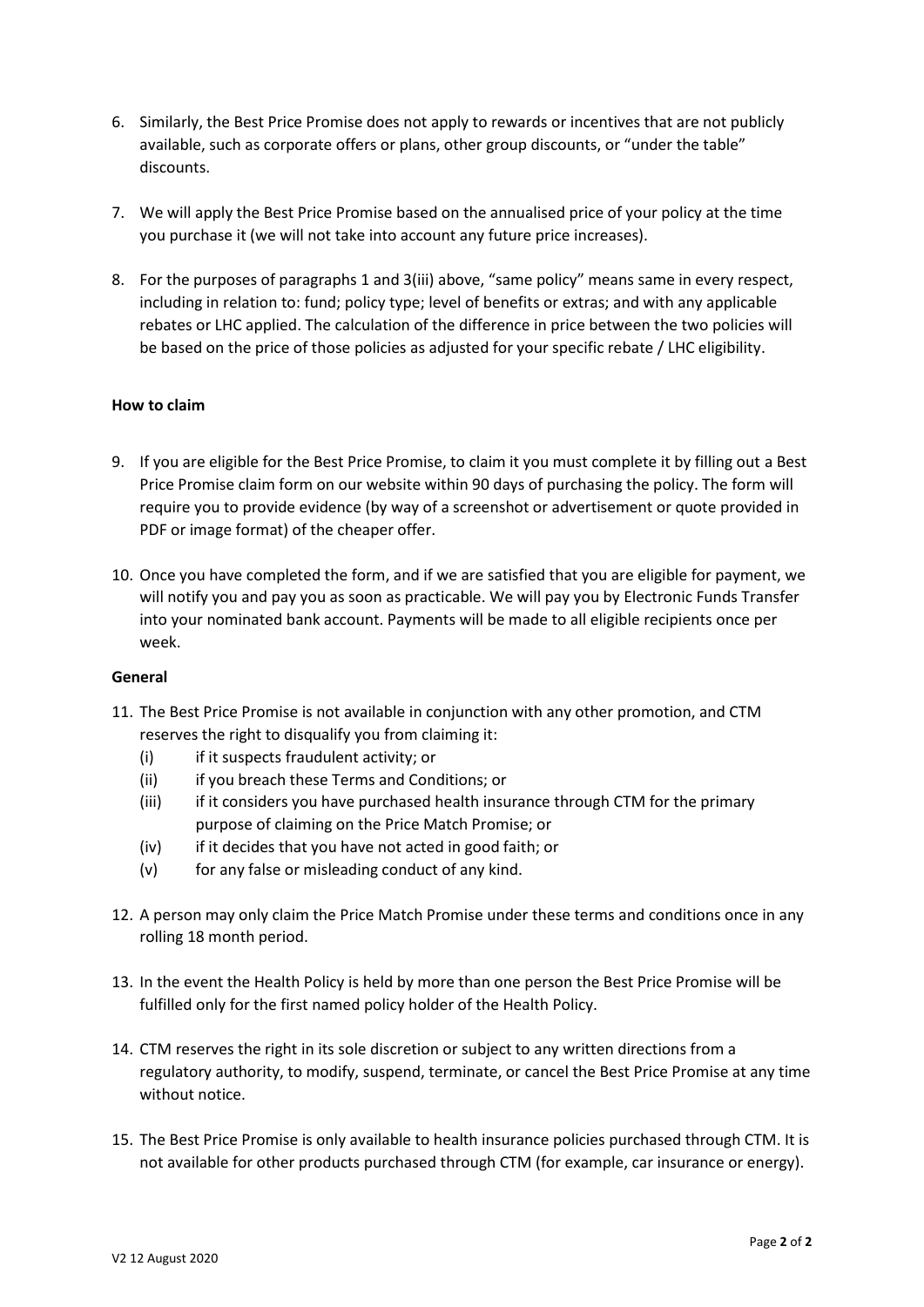6. Similarly, the Best Price Promise does not apply to rewards or incentives that are not publicly available, such as corporate offers or plans, other group discounts, or "under the table" discounts.

7. We will apply the Best Price Promise based on the annualised price of your policy at the time you purchase it (we will not take into account any future price increases).

8. For the purposes of paragraphs 1 and 3(iii) above, "same policy" means same in every respect, including in relation to: fund; policy type; level of benefits or extras; and with any applicable rebates or LHC applied. The calculation of the difference in price between the two policies will be based on the price of those policies as adjusted for your specific rebate / LHC eligibility.

**How to claim**

9. If you are eligible for the Best Price Promise, to claim it you must complete it by filling out a Best Price Promise claim form on our website within 90 days of purchasing the policy. The form will require you to provide evidence (by way of a screenshot or advertisement or quote provided in PDF or image format) of the cheaper offer.

10. Once you have completed the form, and if we are satisfied that you are eligible for payment, we will notify you and pay you as soon as practicable. We will pay you by Electronic Funds Transfer into your nominated bank account. Payments will be made to all eligible recipients once per week.

**General**

11. The Best Price Promise is not available in conjunction with any other promotion, and CTM reserves the right to disqualify you from claiming it:
    - (i) if it suspects fraudulent activity; or
    - (ii) if you breach these Terms and Conditions; or
    - (iii) if it considers you have purchased health insurance through CTM for the primary purpose of claiming on the Price Match Promise; or
    - (iv) if it decides that you have not acted in good faith; or
    - (v) for any false or misleading conduct of any kind.

12. A person may only claim the Price Match Promise under these terms and conditions once in any rolling 18 month period.

13. In the event the Health Policy is held by more than one person the Best Price Promise will be fulfilled only for the first named policy holder of the Health Policy.

14. CTM reserves the right in its sole discretion or subject to any written directions from a regulatory authority, to modify, suspend, terminate, or cancel the Best Price Promise at any time without notice.

15. The Best Price Promise is only available to health insurance policies purchased through CTM. It is not available for other products purchased through CTM (for example, car insurance or energy).

V2 12 August 2020